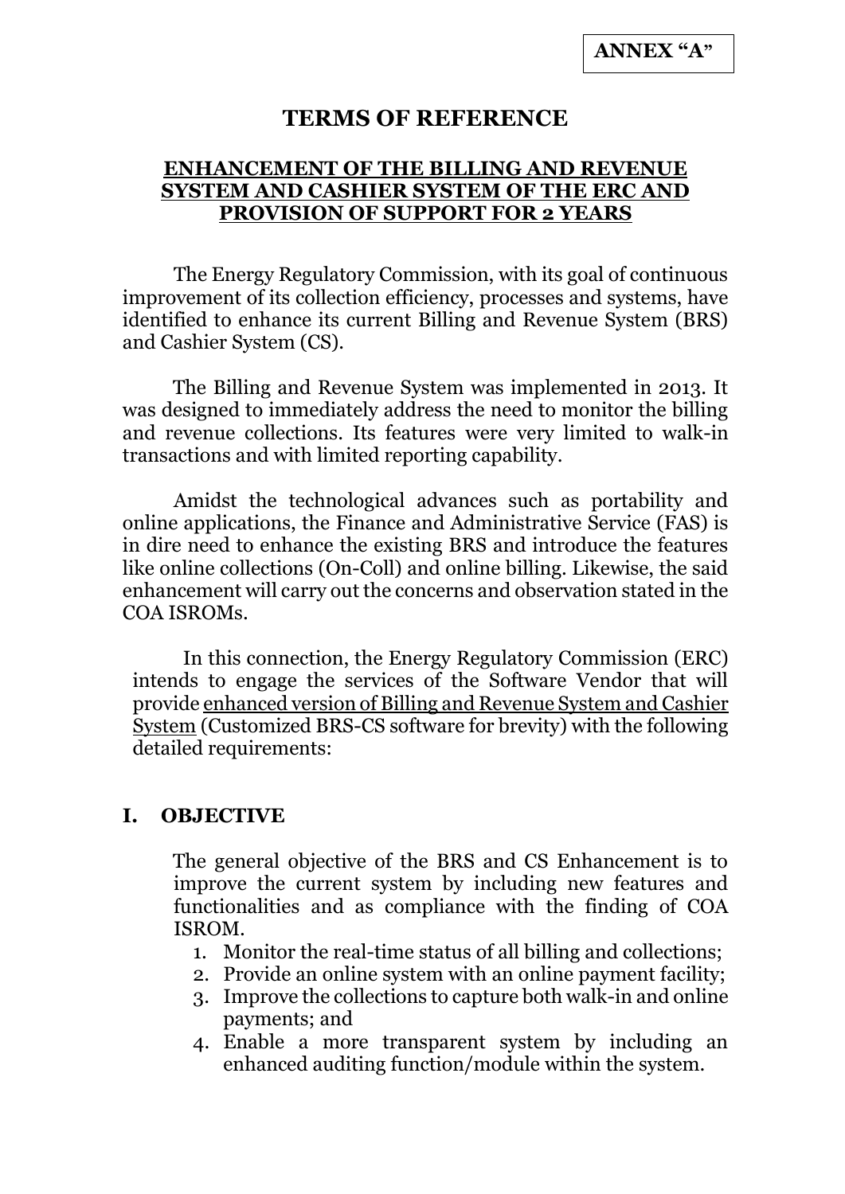**ANNEX "A"**

# TERMS OF REFERENCE

## ENHANCEMENT OF THE BILLING AND REVENUE SYSTEM AND CASHIER SYSTEM OF THE ERC AND PROVISION OF SUPPORT FOR 2 YEARS

The Energy Regulatory Commission, with its goal of continuous improvement of its collection efficiency, processes and systems, have identified to enhance its current Billing and Revenue System (BRS) and Cashier System (CS).

The Billing and Revenue System was implemented in 2013. It was designed to immediately address the need to monitor the billing and revenue collections. Its features were very limited to walk-in transactions and with limited reporting capability.

Amidst the technological advances such as portability and online applications, the Finance and Administrative Service (FAS) is in dire need to enhance the existing BRS and introduce the features like online collections (On-Coll) and online billing. Likewise, the said enhancement will carry out the concerns and observation stated in the COA ISROMs.

In this connection, the Energy Regulatory Commission (ERC) intends to engage the services of the Software Vendor that will provide <u>enhanced version of Billing and Revenue System and Cashier System</u> (Customized BRS-CS software for brevity) with the following detailed requirements:

## I. OBJECTIVE

The general objective of the BRS and CS Enhancement is to improve the current system by including new features and functionalities and as compliance with the finding of COA ISROM.

1. Monitor the real-time status of all billing and collections;
2. Provide an online system with an online payment facility;
3. Improve the collections to capture both walk-in and online payments; and
4. Enable a more transparent system by including an enhanced auditing function/module within the system.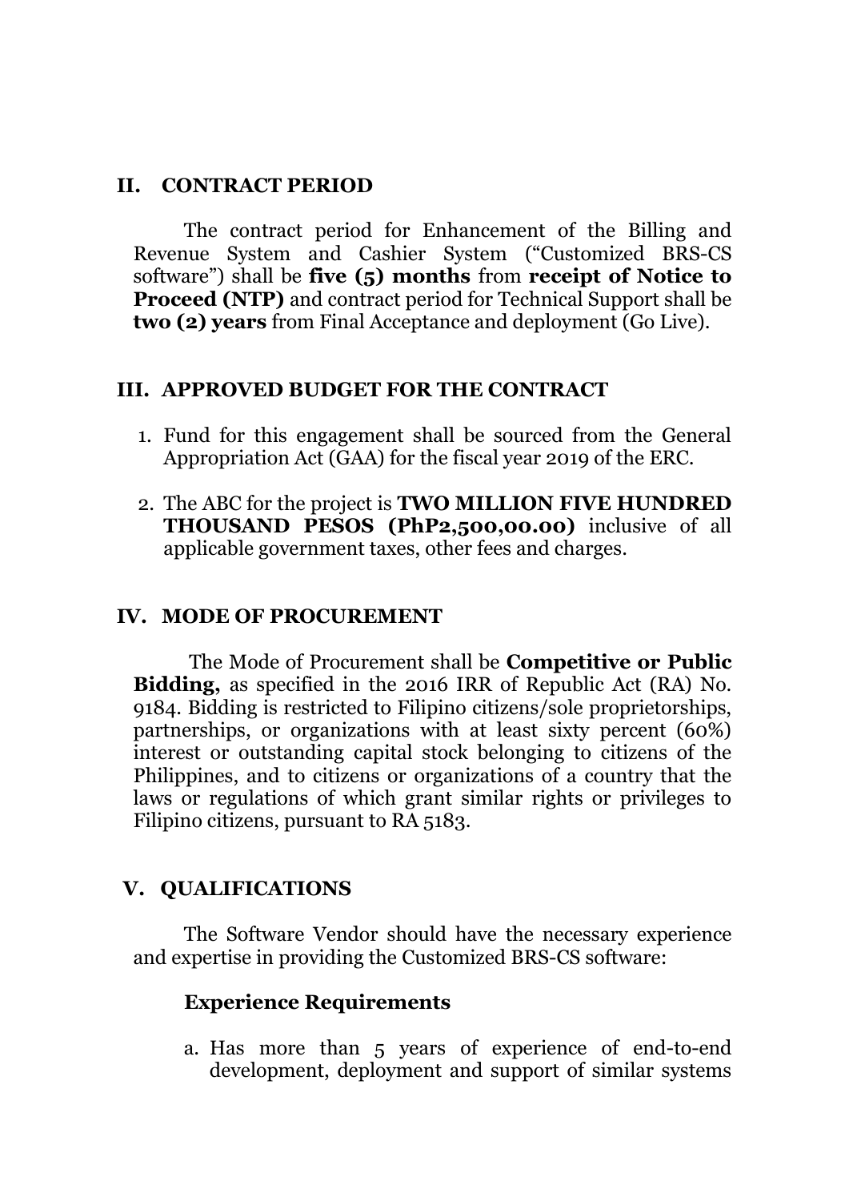## II. CONTRACT PERIOD

The contract period for Enhancement of the Billing and Revenue System and Cashier System ("Customized BRS-CS software") shall be **five (5) months** from **receipt of Notice to Proceed (NTP)** and contract period for Technical Support shall be **two (2) years** from Final Acceptance and deployment (Go Live).

## III. APPROVED BUDGET FOR THE CONTRACT

1. Fund for this engagement shall be sourced from the General Appropriation Act (GAA) for the fiscal year 2019 of the ERC.
2. The ABC for the project is **TWO MILLION FIVE HUNDRED THOUSAND PESOS (PhP2,500,00.00)** inclusive of all applicable government taxes, other fees and charges.

## IV. MODE OF PROCUREMENT

The Mode of Procurement shall be **Competitive or Public Bidding,** as specified in the 2016 IRR of Republic Act (RA) No. 9184. Bidding is restricted to Filipino citizens/sole proprietorships, partnerships, or organizations with at least sixty percent (60%) interest or outstanding capital stock belonging to citizens of the Philippines, and to citizens or organizations of a country that the laws or regulations of which grant similar rights or privileges to Filipino citizens, pursuant to RA 5183.

## V. QUALIFICATIONS

The Software Vendor should have the necessary experience and expertise in providing the Customized BRS-CS software:

### Experience Requirements

a. Has more than 5 years of experience of end-to-end development, deployment and support of similar systems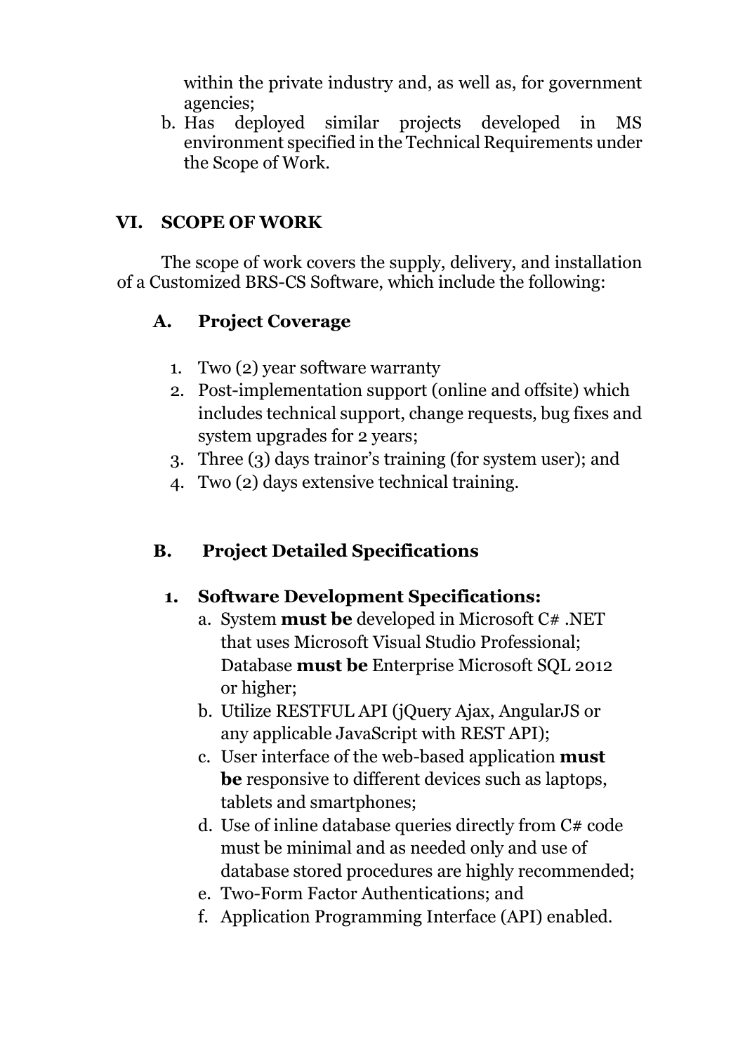within the private industry and, as well as, for government agencies;

b. Has deployed similar projects developed in MS environment specified in the Technical Requirements under the Scope of Work.

## VI. SCOPE OF WORK

The scope of work covers the supply, delivery, and installation of a Customized BRS-CS Software, which include the following:

### A. Project Coverage

1. Two (2) year software warranty
2. Post-implementation support (online and offsite) which includes technical support, change requests, bug fixes and system upgrades for 2 years;
3. Three (3) days trainor's training (for system user); and
4. Two (2) days extensive technical training.

### B. Project Detailed Specifications

#### 1. Software Development Specifications:

a. System **must be** developed in Microsoft C# .NET that uses Microsoft Visual Studio Professional; Database **must be** Enterprise Microsoft SQL 2012 or higher;

b. Utilize RESTFUL API (jQuery Ajax, AngularJS or any applicable JavaScript with REST API);

c. User interface of the web-based application **must be** responsive to different devices such as laptops, tablets and smartphones;

d. Use of inline database queries directly from C# code must be minimal and as needed only and use of database stored procedures are highly recommended;

e. Two-Form Factor Authentications; and

f. Application Programming Interface (API) enabled.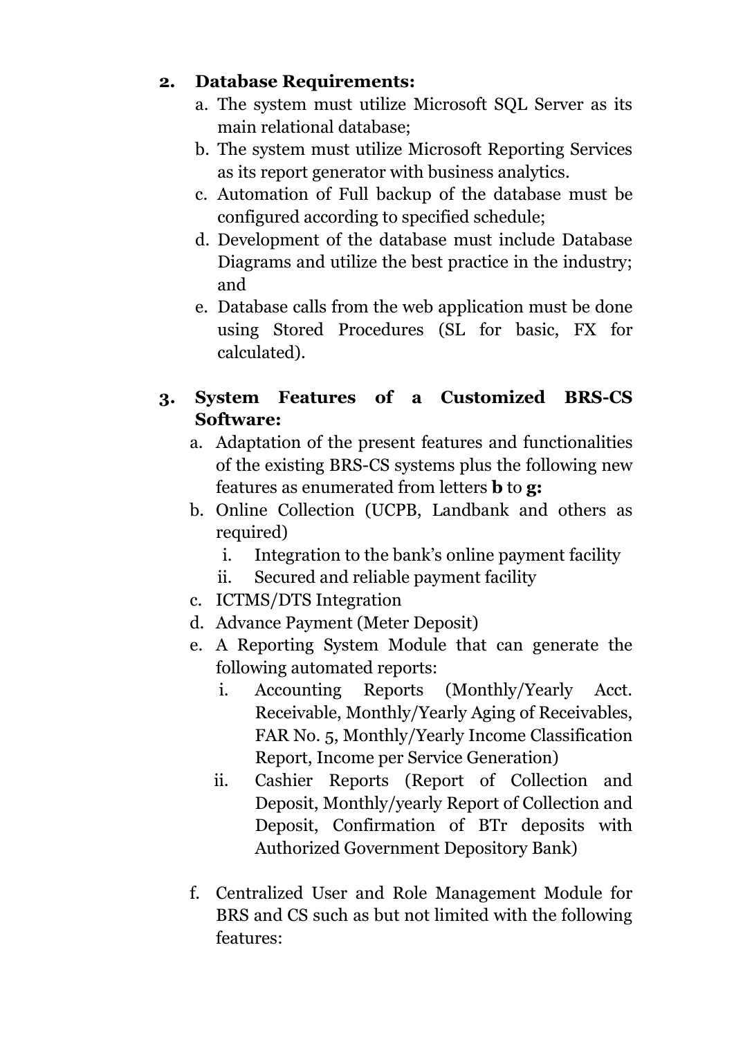2. **Database Requirements:**
    a. The system must utilize Microsoft SQL Server as its main relational database;
    b. The system must utilize Microsoft Reporting Services as its report generator with business analytics.
    c. Automation of Full backup of the database must be configured according to specified schedule;
    d. Development of the database must include Database Diagrams and utilize the best practice in the industry; and
    e. Database calls from the web application must be done using Stored Procedures (SL for basic, FX for calculated).

3. **System Features of a Customized BRS-CS Software:**
    a. Adaptation of the present features and functionalities of the existing BRS-CS systems plus the following new features as enumerated from letters **b** to **g:**
    b. Online Collection (UCPB, Landbank and others as required)
        i. Integration to the bank's online payment facility
        ii. Secured and reliable payment facility
    c. ICTMS/DTS Integration
    d. Advance Payment (Meter Deposit)
    e. A Reporting System Module that can generate the following automated reports:
        i. Accounting Reports (Monthly/Yearly Acct. Receivable, Monthly/Yearly Aging of Receivables, FAR No. 5, Monthly/Yearly Income Classification Report, Income per Service Generation)
        ii. Cashier Reports (Report of Collection and Deposit, Monthly/yearly Report of Collection and Deposit, Confirmation of BTr deposits with Authorized Government Depository Bank)

    f. Centralized User and Role Management Module for BRS and CS such as but not limited with the following features: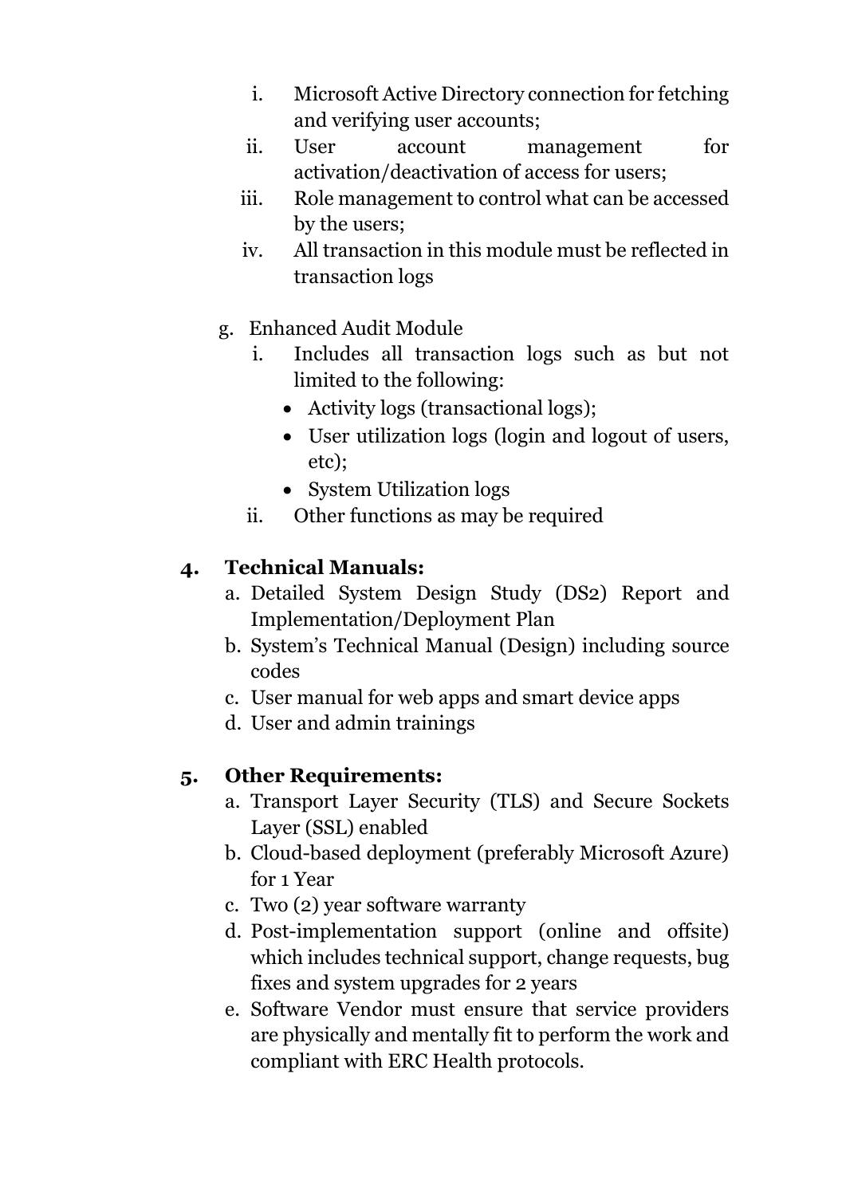i. Microsoft Active Directory connection for fetching and verifying user accounts;
ii. User account management for activation/deactivation of access for users;
iii. Role management to control what can be accessed by the users;
iv. All transaction in this module must be reflected in transaction logs

g. Enhanced Audit Module
   i. Includes all transaction logs such as but not limited to the following:
      - Activity logs (transactional logs);
      - User utilization logs (login and logout of users, etc);
      - System Utilization logs
   ii. Other functions as may be required

4. **Technical Manuals:**
   a. Detailed System Design Study (DS2) Report and Implementation/Deployment Plan
   b. System's Technical Manual (Design) including source codes
   c. User manual for web apps and smart device apps
   d. User and admin trainings

5. **Other Requirements:**
   a. Transport Layer Security (TLS) and Secure Sockets Layer (SSL) enabled
   b. Cloud-based deployment (preferably Microsoft Azure) for 1 Year
   c. Two (2) year software warranty
   d. Post-implementation support (online and offsite) which includes technical support, change requests, bug fixes and system upgrades for 2 years
   e. Software Vendor must ensure that service providers are physically and mentally fit to perform the work and compliant with ERC Health protocols.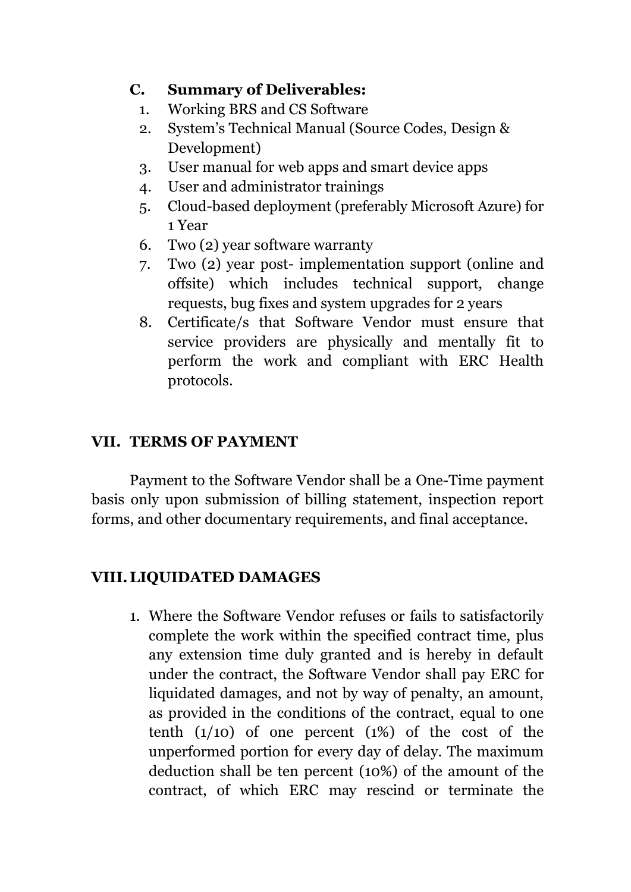### C. Summary of Deliverables:

1. Working BRS and CS Software
2. System's Technical Manual (Source Codes, Design & Development)
3. User manual for web apps and smart device apps
4. User and administrator trainings
5. Cloud-based deployment (preferably Microsoft Azure) for 1 Year
6. Two (2) year software warranty
7. Two (2) year post- implementation support (online and offsite) which includes technical support, change requests, bug fixes and system upgrades for 2 years
8. Certificate/s that Software Vendor must ensure that service providers are physically and mentally fit to perform the work and compliant with ERC Health protocols.

## VII. TERMS OF PAYMENT

Payment to the Software Vendor shall be a One-Time payment basis only upon submission of billing statement, inspection report forms, and other documentary requirements, and final acceptance.

## VIII. LIQUIDATED DAMAGES

1. Where the Software Vendor refuses or fails to satisfactorily complete the work within the specified contract time, plus any extension time duly granted and is hereby in default under the contract, the Software Vendor shall pay ERC for liquidated damages, and not by way of penalty, an amount, as provided in the conditions of the contract, equal to one tenth (1/10) of one percent (1%) of the cost of the unperformed portion for every day of delay. The maximum deduction shall be ten percent (10%) of the amount of the contract, of which ERC may rescind or terminate the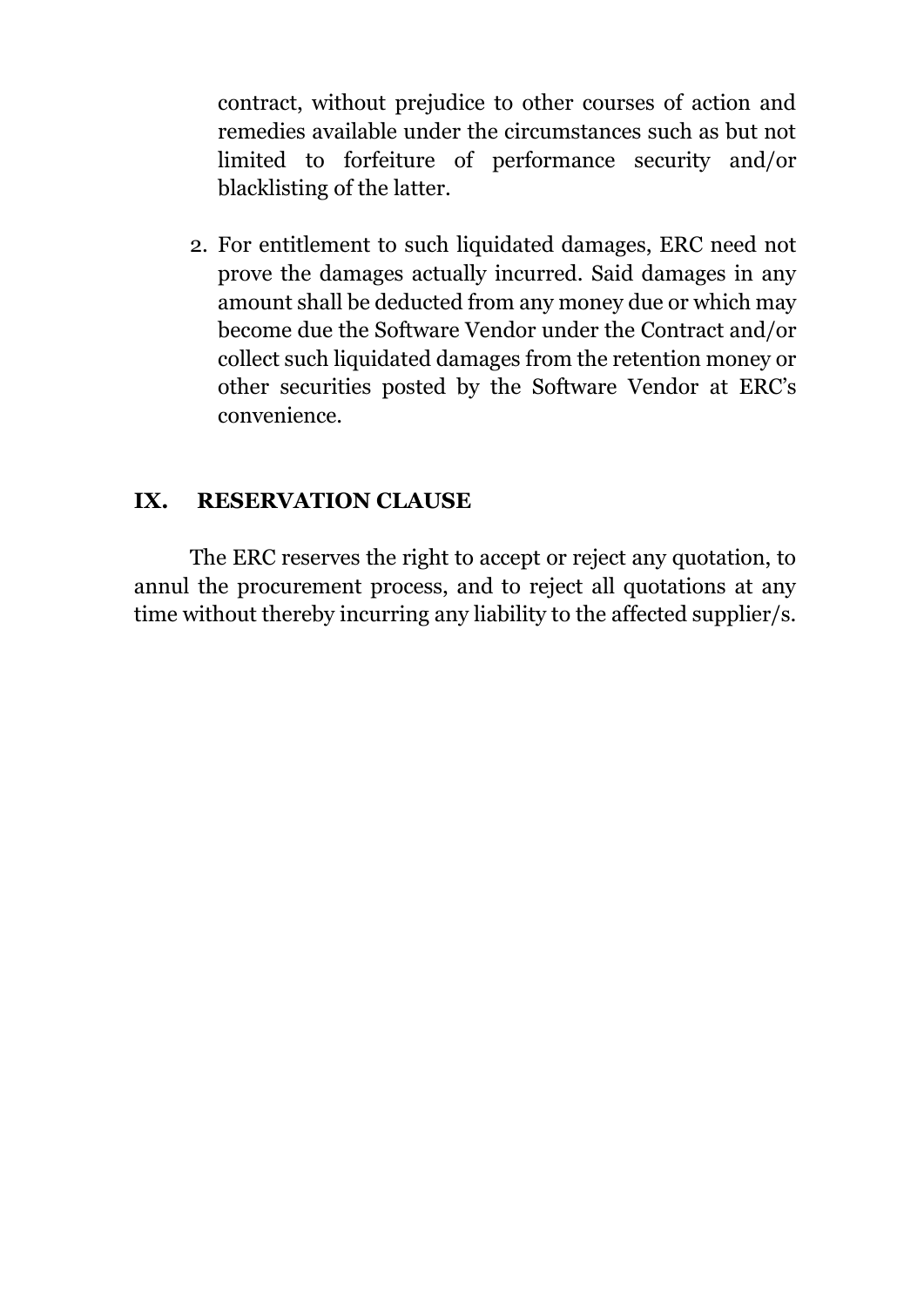contract, without prejudice to other courses of action and remedies available under the circumstances such as but not limited to forfeiture of performance security and/or blacklisting of the latter.

2. For entitlement to such liquidated damages, ERC need not prove the damages actually incurred. Said damages in any amount shall be deducted from any money due or which may become due the Software Vendor under the Contract and/or collect such liquidated damages from the retention money or other securities posted by the Software Vendor at ERC's convenience.

## IX. RESERVATION CLAUSE

The ERC reserves the right to accept or reject any quotation, to annul the procurement process, and to reject all quotations at any time without thereby incurring any liability to the affected supplier/s.